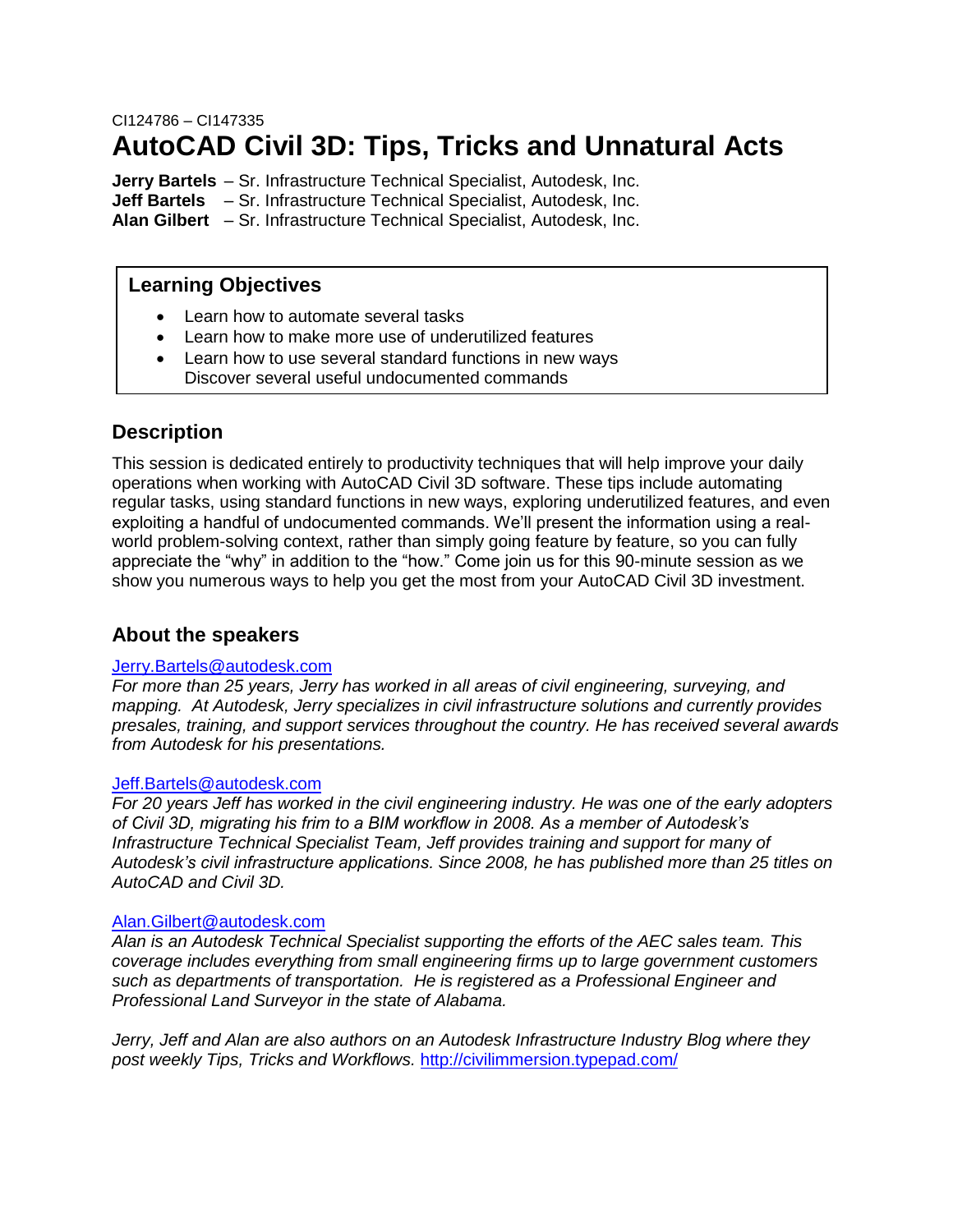CI124786 – CI147335

# AutoCAD Civil 3D: Tips, Tricks and Unnatural Acts

**Jerry Bartels** – Sr. Infrastructure Technical Specialist, Autodesk, Inc.
**Jeff Bartels** – Sr. Infrastructure Technical Specialist, Autodesk, Inc.
**Alan Gilbert** – Sr. Infrastructure Technical Specialist, Autodesk, Inc.

## Learning Objectives

- Learn how to automate several tasks
- Learn how to make more use of underutilized features
- Learn how to use several standard functions in new ways
  Discover several useful undocumented commands

## Description

This session is dedicated entirely to productivity techniques that will help improve your daily operations when working with AutoCAD Civil 3D software. These tips include automating regular tasks, using standard functions in new ways, exploring underutilized features, and even exploiting a handful of undocumented commands. We'll present the information using a real-world problem-solving context, rather than simply going feature by feature, so you can fully appreciate the "why" in addition to the "how." Come join us for this 90-minute session as we show you numerous ways to help you get the most from your AutoCAD Civil 3D investment.

## About the speakers

Jerry.Bartels@autodesk.com

*For more than 25 years, Jerry has worked in all areas of civil engineering, surveying, and mapping. At Autodesk, Jerry specializes in civil infrastructure solutions and currently provides presales, training, and support services throughout the country. He has received several awards from Autodesk for his presentations.*

Jeff.Bartels@autodesk.com

*For 20 years Jeff has worked in the civil engineering industry. He was one of the early adopters of Civil 3D, migrating his frim to a BIM workflow in 2008. As a member of Autodesk's Infrastructure Technical Specialist Team, Jeff provides training and support for many of Autodesk's civil infrastructure applications. Since 2008, he has published more than 25 titles on AutoCAD and Civil 3D.*

Alan.Gilbert@autodesk.com

*Alan is an Autodesk Technical Specialist supporting the efforts of the AEC sales team. This coverage includes everything from small engineering firms up to large government customers such as departments of transportation. He is registered as a Professional Engineer and Professional Land Surveyor in the state of Alabama.*

*Jerry, Jeff and Alan are also authors on an Autodesk Infrastructure Industry Blog where they post weekly Tips, Tricks and Workflows.* http://civilimmersion.typepad.com/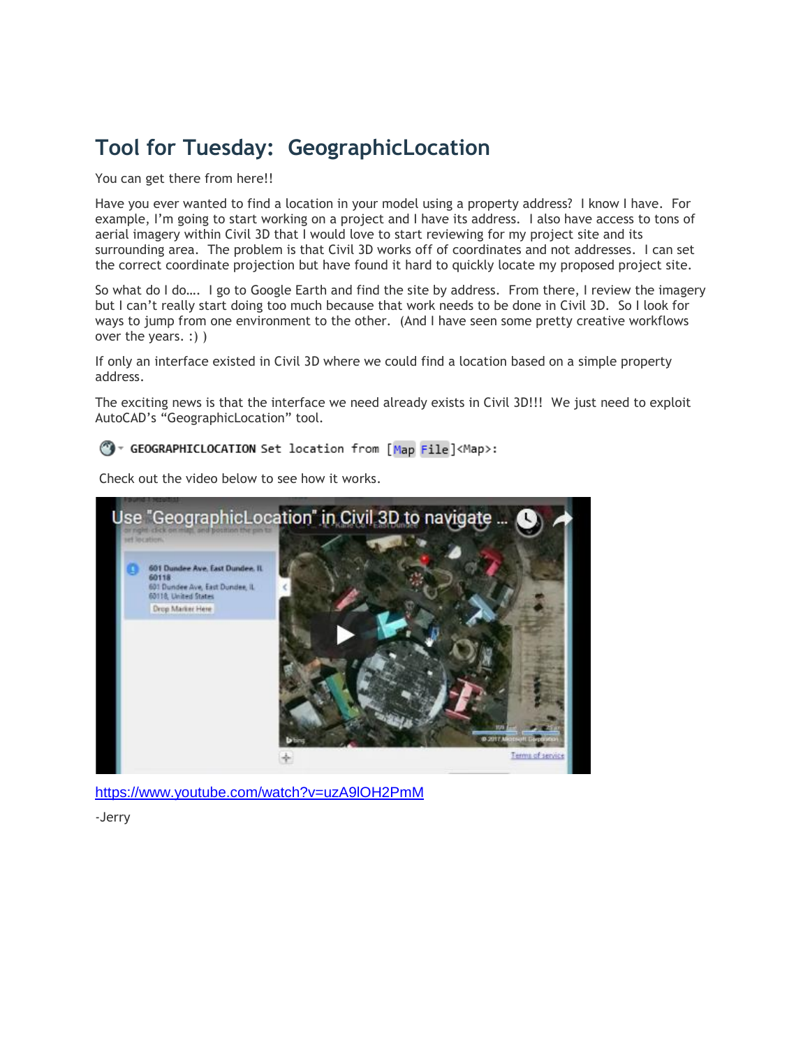# Tool for Tuesday: GeographicLocation

You can get there from here!!

Have you ever wanted to find a location in your model using a property address? I know I have. For example, I'm going to start working on a project and I have its address. I also have access to tons of aerial imagery within Civil 3D that I would love to start reviewing for my project site and its surrounding area. The problem is that Civil 3D works off of coordinates and not addresses. I can set the correct coordinate projection but have found it hard to quickly locate my proposed project site.

So what do I do…. I go to Google Earth and find the site by address. From there, I review the imagery but I can't really start doing too much because that work needs to be done in Civil 3D. So I look for ways to jump from one environment to the other. (And I have seen some pretty creative workflows over the years. :) )

If only an interface existed in Civil 3D where we could find a location based on a simple property address.

The exciting news is that the interface we need already exists in Civil 3D!!! We just need to exploit AutoCAD's "GeographicLocation" tool.

```
GEOGRAPHICLOCATION Set location from [Map File]<Map>:
```

Check out the video below to see how it works.

https://www.youtube.com/watch?v=uzA9lOH2PmM

-Jerry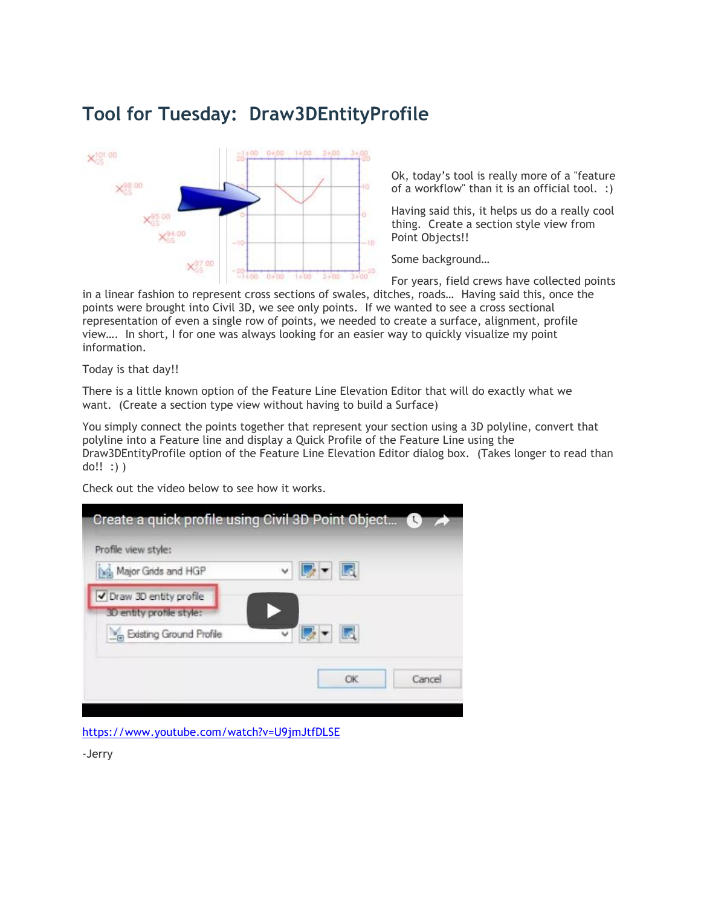# Tool for Tuesday: Draw3DEntityProfile

Ok, today's tool is really more of a "feature of a workflow" than it is an official tool. :)

Having said this, it helps us do a really cool thing. Create a section style view from Point Objects!!

Some background…

For years, field crews have collected points in a linear fashion to represent cross sections of swales, ditches, roads… Having said this, once the points were brought into Civil 3D, we see only points. If we wanted to see a cross sectional representation of even a single row of points, we needed to create a surface, alignment, profile view…. In short, I for one was always looking for an easier way to quickly visualize my point information.

Today is that day!!

There is a little known option of the Feature Line Elevation Editor that will do exactly what we want. (Create a section type view without having to build a Surface)

You simply connect the points together that represent your section using a 3D polyline, convert that polyline into a Feature line and display a Quick Profile of the Feature Line using the Draw3DEntityProfile option of the Feature Line Elevation Editor dialog box. (Takes longer to read than do!! :) )

Check out the video below to see how it works.

https://www.youtube.com/watch?v=U9jmJtfDLSE

-Jerry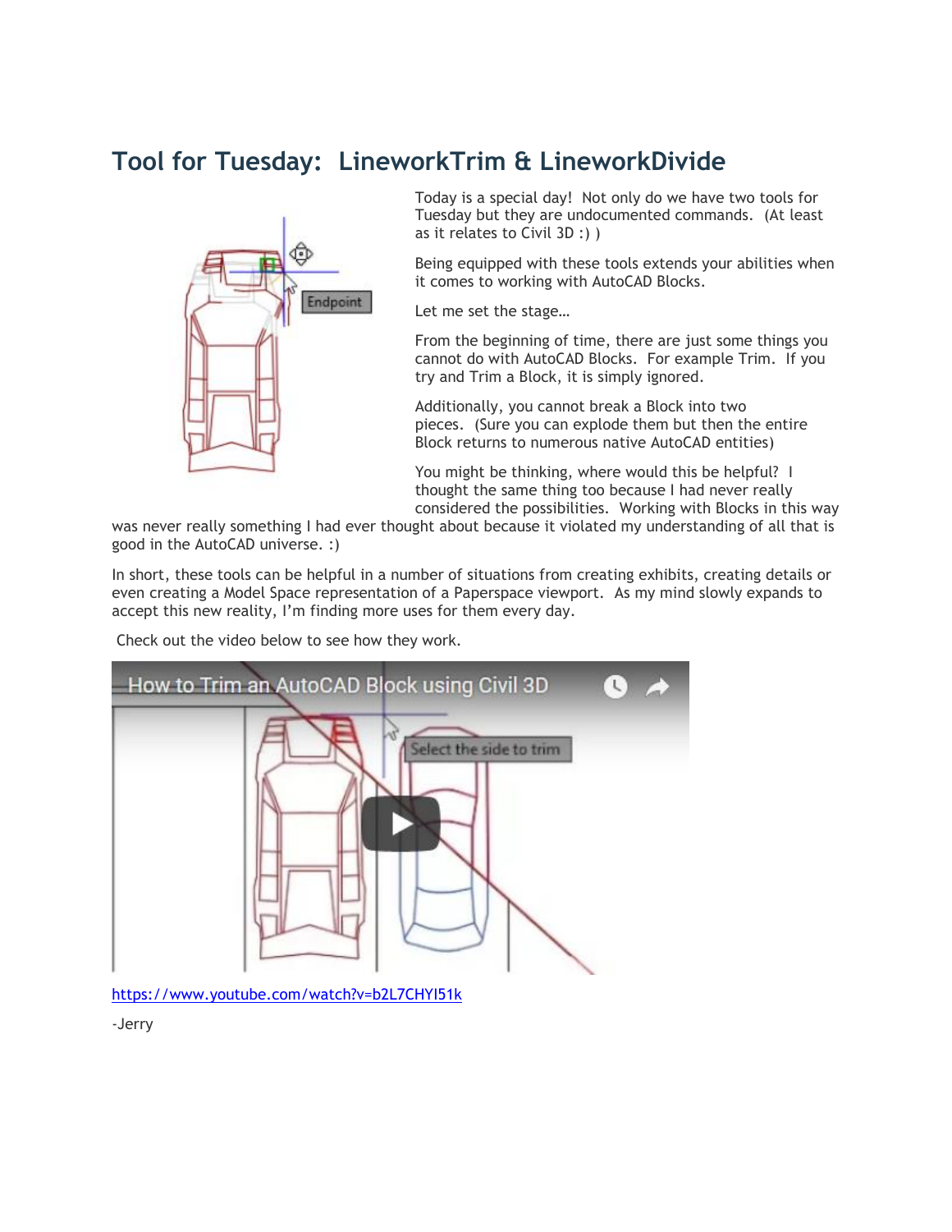# Tool for Tuesday: LineworkTrim & LineworkDivide

Today is a special day! Not only do we have two tools for Tuesday but they are undocumented commands. (At least as it relates to Civil 3D :) )

Being equipped with these tools extends your abilities when it comes to working with AutoCAD Blocks.

Let me set the stage…

From the beginning of time, there are just some things you cannot do with AutoCAD Blocks. For example Trim. If you try and Trim a Block, it is simply ignored.

Additionally, you cannot break a Block into two pieces. (Sure you can explode them but then the entire Block returns to numerous native AutoCAD entities)

You might be thinking, where would this be helpful? I thought the same thing too because I had never really considered the possibilities. Working with Blocks in this way was never really something I had ever thought about because it violated my understanding of all that is good in the AutoCAD universe. :)

In short, these tools can be helpful in a number of situations from creating exhibits, creating details or even creating a Model Space representation of a Paperspace viewport. As my mind slowly expands to accept this new reality, I'm finding more uses for them every day.

Check out the video below to see how they work.

https://www.youtube.com/watch?v=b2L7CHYI51k

-Jerry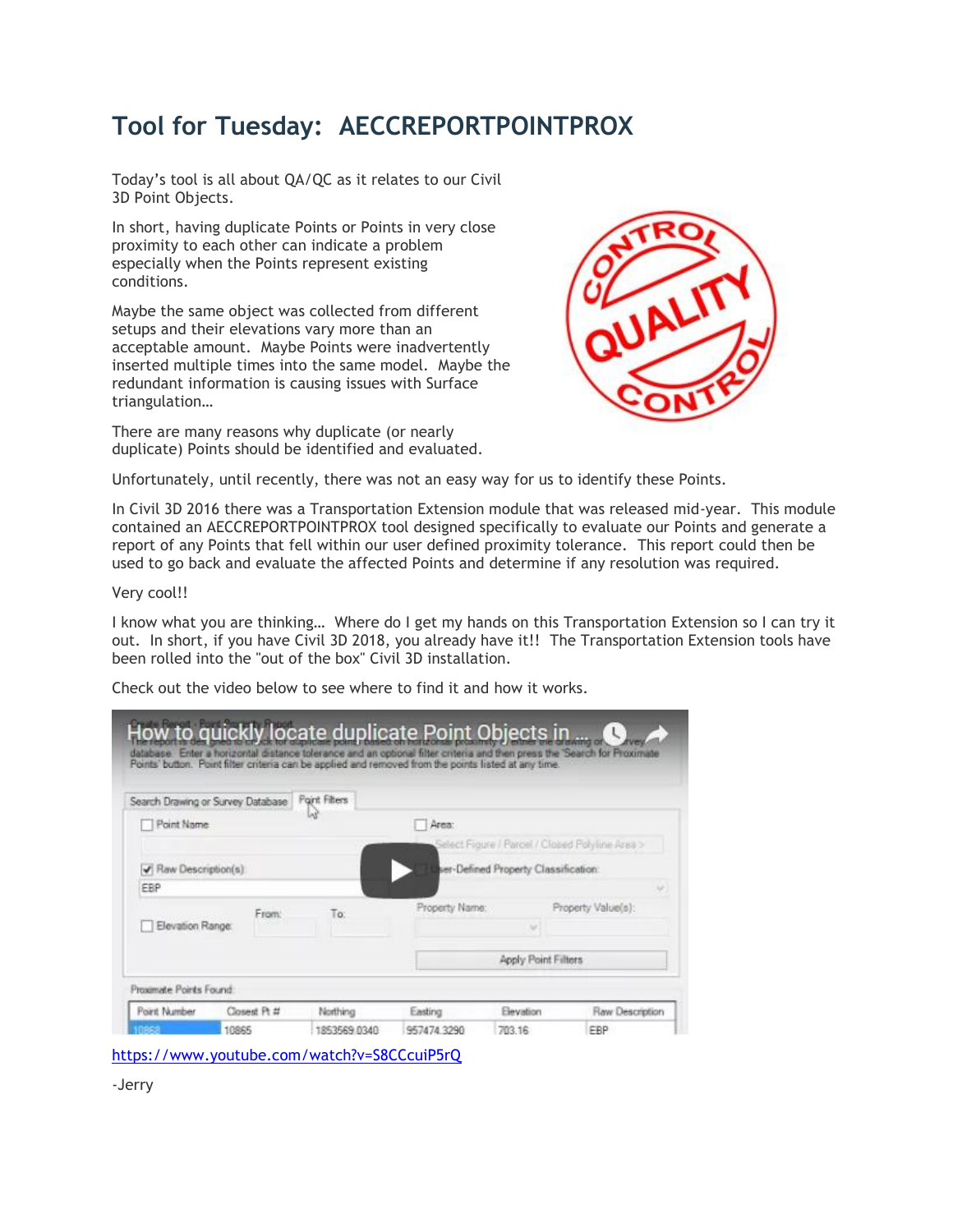# Tool for Tuesday: AECCREPORTPOINTPROX

Today's tool is all about QA/QC as it relates to our Civil 3D Point Objects.

In short, having duplicate Points or Points in very close proximity to each other can indicate a problem especially when the Points represent existing conditions.

Maybe the same object was collected from different setups and their elevations vary more than an acceptable amount. Maybe Points were inadvertently inserted multiple times into the same model. Maybe the redundant information is causing issues with Surface triangulation…

There are many reasons why duplicate (or nearly duplicate) Points should be identified and evaluated.

Unfortunately, until recently, there was not an easy way for us to identify these Points.

In Civil 3D 2016 there was a Transportation Extension module that was released mid-year. This module contained an AECCREPORTPOINTPROX tool designed specifically to evaluate our Points and generate a report of any Points that fell within our user defined proximity tolerance. This report could then be used to go back and evaluate the affected Points and determine if any resolution was required.

Very cool!!

I know what you are thinking… Where do I get my hands on this Transportation Extension so I can try it out. In short, if you have Civil 3D 2018, you already have it!! The Transportation Extension tools have been rolled into the "out of the box" Civil 3D installation.

Check out the video below to see where to find it and how it works.

https://www.youtube.com/watch?v=S8CCcuiP5rQ

-Jerry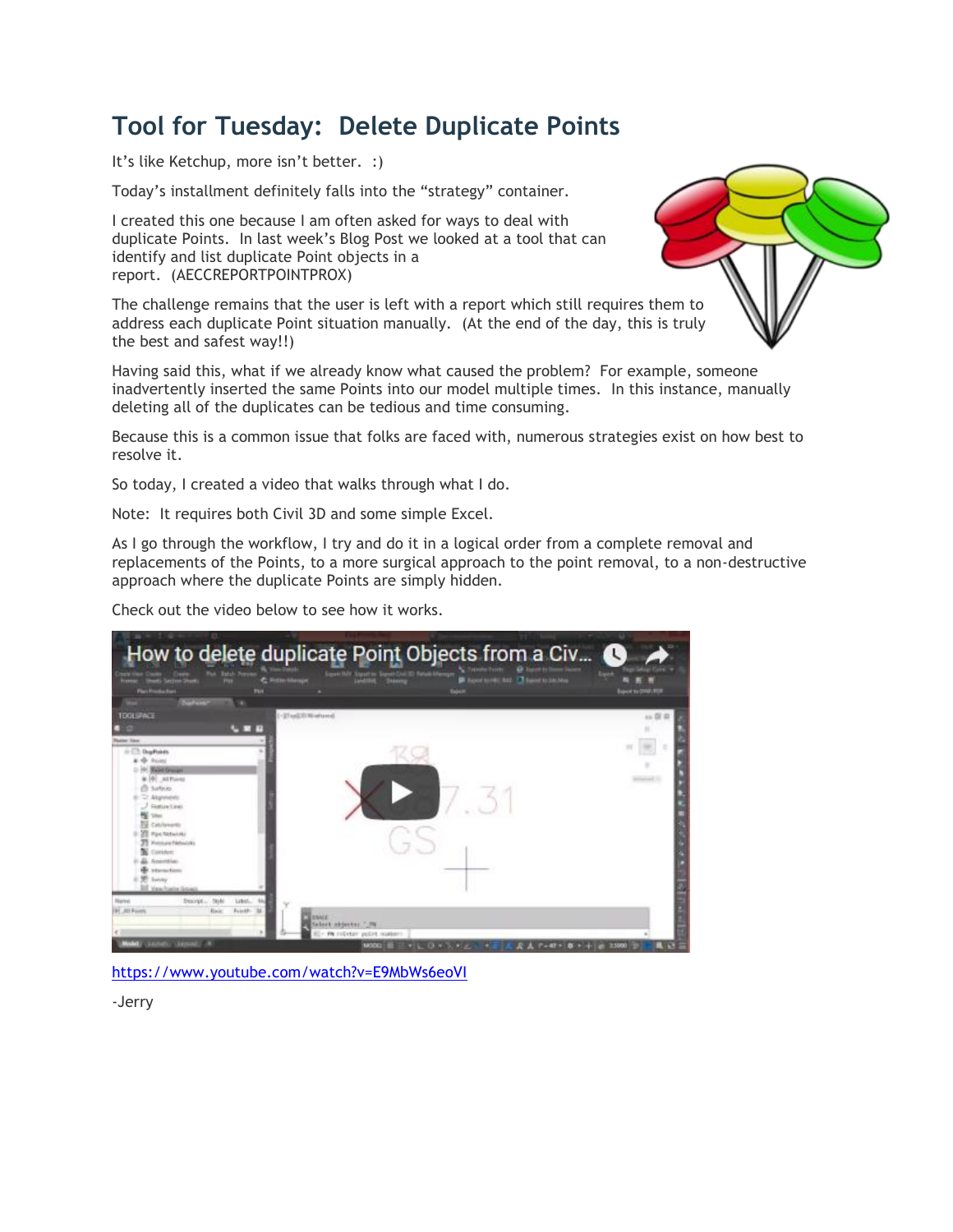# Tool for Tuesday: Delete Duplicate Points

It's like Ketchup, more isn't better. :)

Today's installment definitely falls into the "strategy" container.

I created this one because I am often asked for ways to deal with duplicate Points. In last week's Blog Post we looked at a tool that can identify and list duplicate Point objects in a report. (AECCREPORTPOINTPROX)

The challenge remains that the user is left with a report which still requires them to address each duplicate Point situation manually. (At the end of the day, this is truly the best and safest way!!)

Having said this, what if we already know what caused the problem? For example, someone inadvertently inserted the same Points into our model multiple times. In this instance, manually deleting all of the duplicates can be tedious and time consuming.

Because this is a common issue that folks are faced with, numerous strategies exist on how best to resolve it.

So today, I created a video that walks through what I do.

Note: It requires both Civil 3D and some simple Excel.

As I go through the workflow, I try and do it in a logical order from a complete removal and replacements of the Points, to a more surgical approach to the point removal, to a non-destructive approach where the duplicate Points are simply hidden.

Check out the video below to see how it works.

https://www.youtube.com/watch?v=E9MbWs6eoVI

-Jerry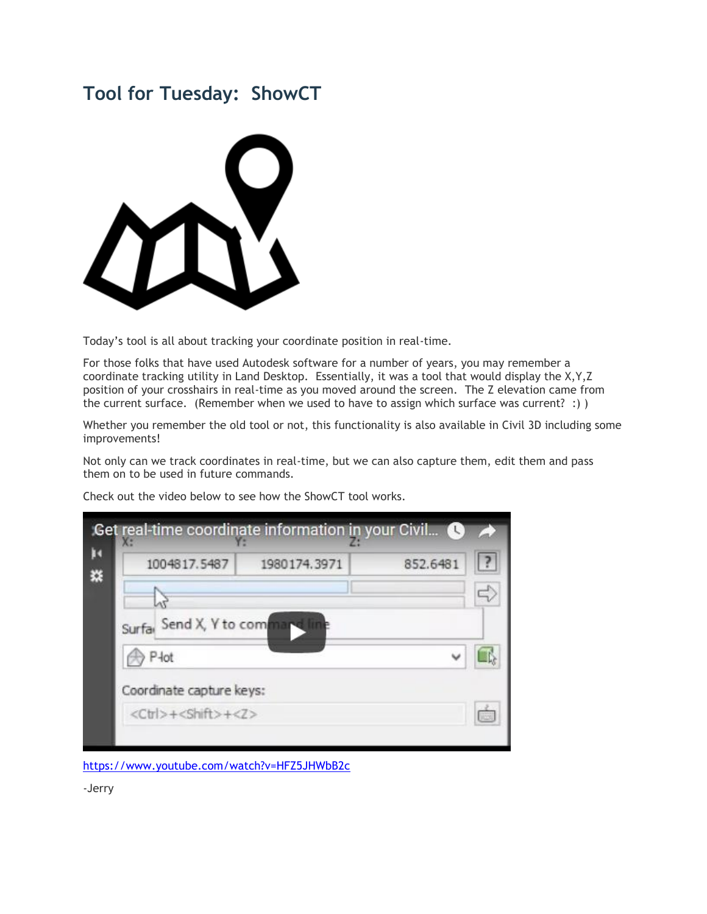# Tool for Tuesday: ShowCT

Today's tool is all about tracking your coordinate position in real-time.

For those folks that have used Autodesk software for a number of years, you may remember a coordinate tracking utility in Land Desktop. Essentially, it was a tool that would display the X,Y,Z position of your crosshairs in real-time as you moved around the screen. The Z elevation came from the current surface. (Remember when we used to have to assign which surface was current? :) )

Whether you remember the old tool or not, this functionality is also available in Civil 3D including some improvements!

Not only can we track coordinates in real-time, but we can also capture them, edit them and pass them on to be used in future commands.

Check out the video below to see how the ShowCT tool works.

https://www.youtube.com/watch?v=HFZ5JHWbB2c

-Jerry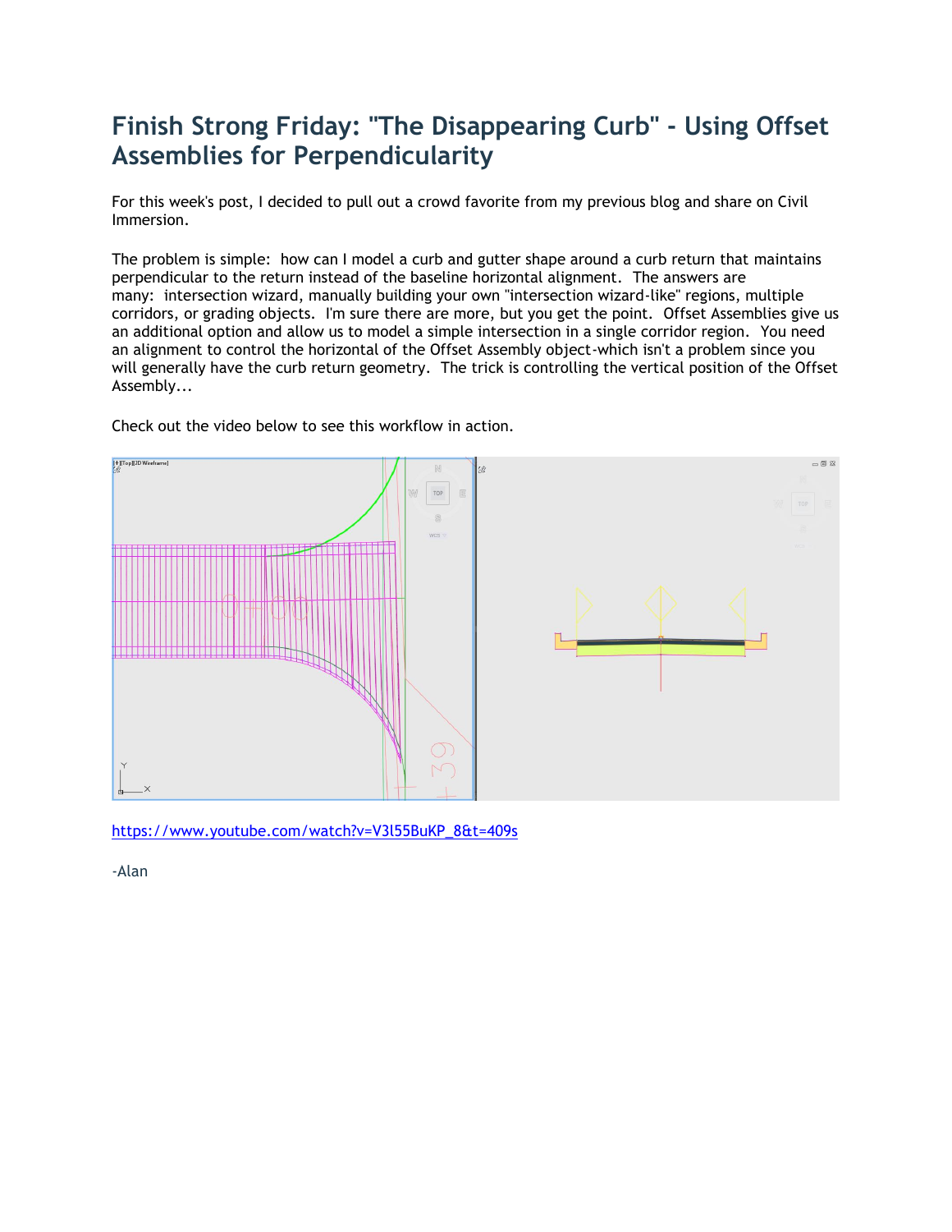# Finish Strong Friday: "The Disappearing Curb" - Using Offset Assemblies for Perpendicularity

For this week's post, I decided to pull out a crowd favorite from my previous blog and share on Civil Immersion.

The problem is simple: how can I model a curb and gutter shape around a curb return that maintains perpendicular to the return instead of the baseline horizontal alignment. The answers are many: intersection wizard, manually building your own "intersection wizard-like" regions, multiple corridors, or grading objects. I'm sure there are more, but you get the point. Offset Assemblies give us an additional option and allow us to model a simple intersection in a single corridor region. You need an alignment to control the horizontal of the Offset Assembly object-which isn't a problem since you will generally have the curb return geometry. The trick is controlling the vertical position of the Offset Assembly...

Check out the video below to see this workflow in action.

https://www.youtube.com/watch?v=V3l55BuKP_8&t=409s

-Alan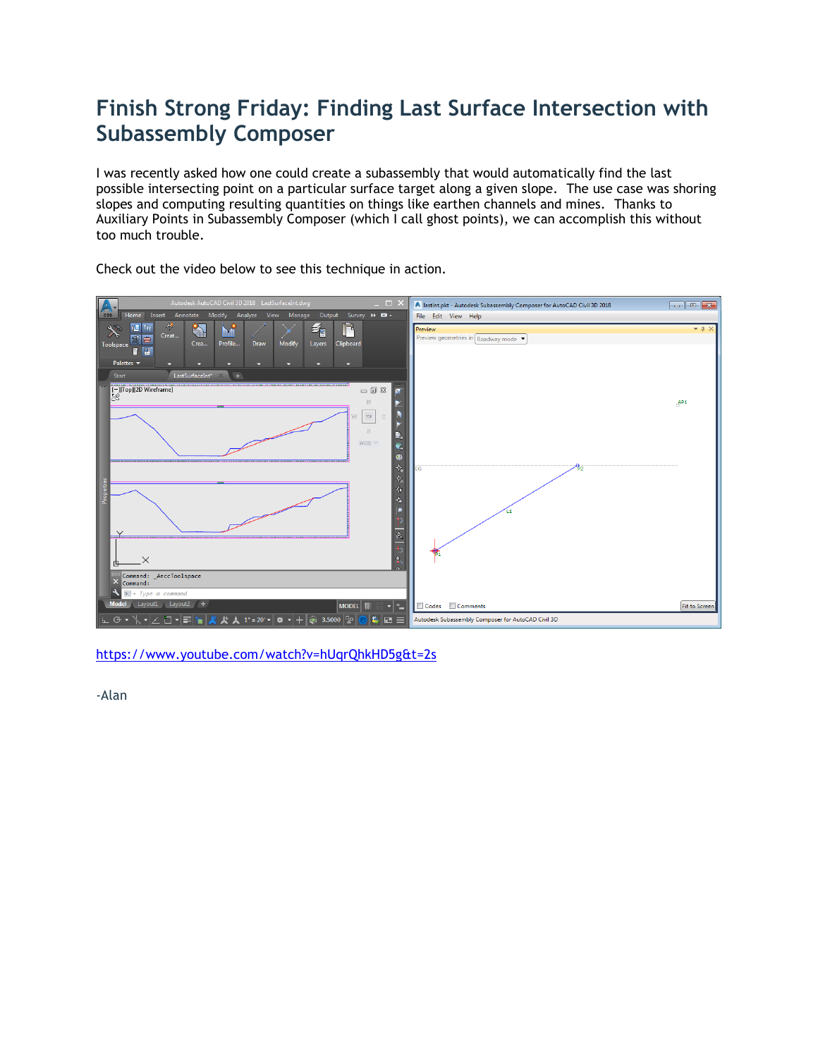# Finish Strong Friday: Finding Last Surface Intersection with Subassembly Composer

I was recently asked how one could create a subassembly that would automatically find the last possible intersecting point on a particular surface target along a given slope. The use case was shoring slopes and computing resulting quantities on things like earthen channels and mines. Thanks to Auxiliary Points in Subassembly Composer (which I call ghost points), we can accomplish this without too much trouble.

Check out the video below to see this technique in action.

https://www.youtube.com/watch?v=hUqrQhkHD5g&t=2s

-Alan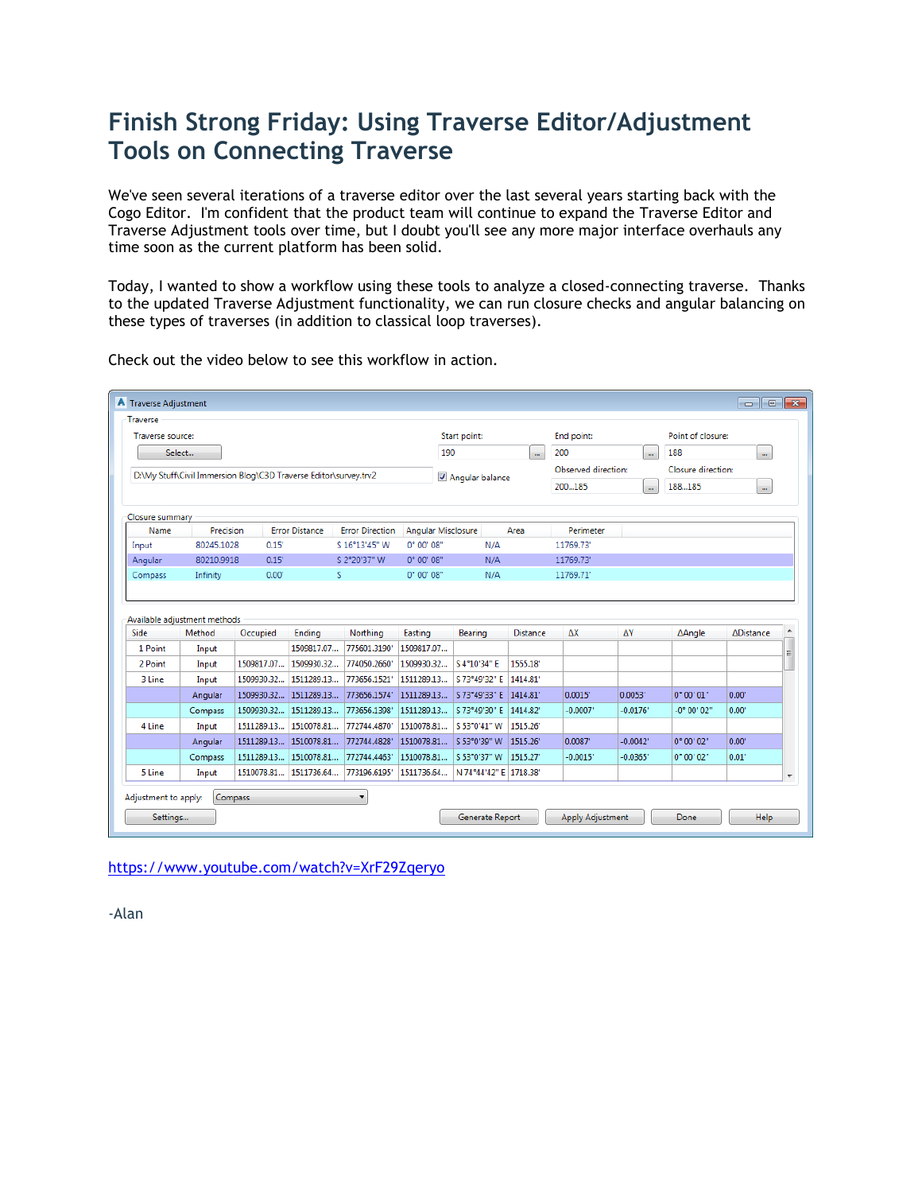# Finish Strong Friday: Using Traverse Editor/Adjustment Tools on Connecting Traverse

We've seen several iterations of a traverse editor over the last several years starting back with the Cogo Editor. I'm confident that the product team will continue to expand the Traverse Editor and Traverse Adjustment tools over time, but I doubt you'll see any more major interface overhauls any time soon as the current platform has been solid.

Today, I wanted to show a workflow using these tools to analyze a closed-connecting traverse. Thanks to the updated Traverse Adjustment functionality, we can run closure checks and angular balancing on these types of traverses (in addition to classical loop traverses).

Check out the video below to see this workflow in action.

Traverse Adjustment

Traverse

Traverse source: Select..

D:\My Stuff\Civil Immersion Blog\C3D Traverse Editor\survey.trv2

Start point: 190

Angular balance

End point: 200

Observed direction: 200...185

Point of closure: 188

Closure direction: 188...185

Closure summary

| Name | Precision | Error Distance | Error Direction | Angular Misclosure | Area | Perimeter |
|---|---|---|---|---|---|---|
| Input | 80245.1028 | 0.15' | S 16°13'45" W | 0° 00' 08" | N/A | 11769.73' |
| Angular | 80210.9918 | 0.15' | S 2°20'37" W | 0° 00' 08" | N/A | 11769.73' |
| Compass | Infinity | 0.00' | S | 0° 00' 08" | N/A | 11769.71' |

Available adjustment methods

| Side | Method | Occupied | Ending | Northing | Easting | Bearing | Distance | ΔX | ΔY | ΔAngle | ΔDistance |
|---|---|---|---|---|---|---|---|---|---|---|---|
| 1 Point | Input | | 1509817.07... | 775601.3190' | 1509817.07... | | | | | | |
| 2 Point | Input | 1509817.07... | 1509930.32... | 774050.2660' | 1509930.32... | S 4°10'34" E | 1555.18' | | | | |
| 3 Line | Input | 1509930.32... | 1511289.13... | 773656.1521' | 1511289.13... | S 73°49'32" E | 1414.81' | | | | |
| | Angular | 1509930.32... | 1511289.13... | 773656.1574' | 1511289.13... | S 73°49'33" E | 1414.81' | 0.0015' | 0.0053' | 0° 00' 01" | 0.00' |
| | Compass | 1509930.32... | 1511289.13... | 773656.1398' | 1511289.13... | S 73°49'30" E | 1414.82' | -0.0007' | -0.0176' | -0° 00' 02" | 0.00' |
| 4 Line | Input | 1511289.13... | 1510078.81... | 772744.4870' | 1510078.81... | S 53°0'41" W | 1515.26' | | | | |
| | Angular | 1511289.13... | 1510078.81... | 772744.4828' | 1510078.81... | S 53°0'39" W | 1515.26' | 0.0087' | -0.0042' | 0° 00' 02" | 0.00' |
| | Compass | 1511289.13... | 1510078.81... | 772744.4463' | 1510078.81... | S 53°0'37" W | 1515.27' | -0.0015' | -0.0365' | 0° 00' 02" | 0.01' |
| 5 Line | Input | 1510078.81... | 1511736.64... | 773196.6195' | 1511736.64... | N 74°44'42" E | 1718.38' | | | | |

Adjustment to apply: Compass

Settings... | Generate Report | Apply Adjustment | Done | Help

https://www.youtube.com/watch?v=XrF29Zqeryo

-Alan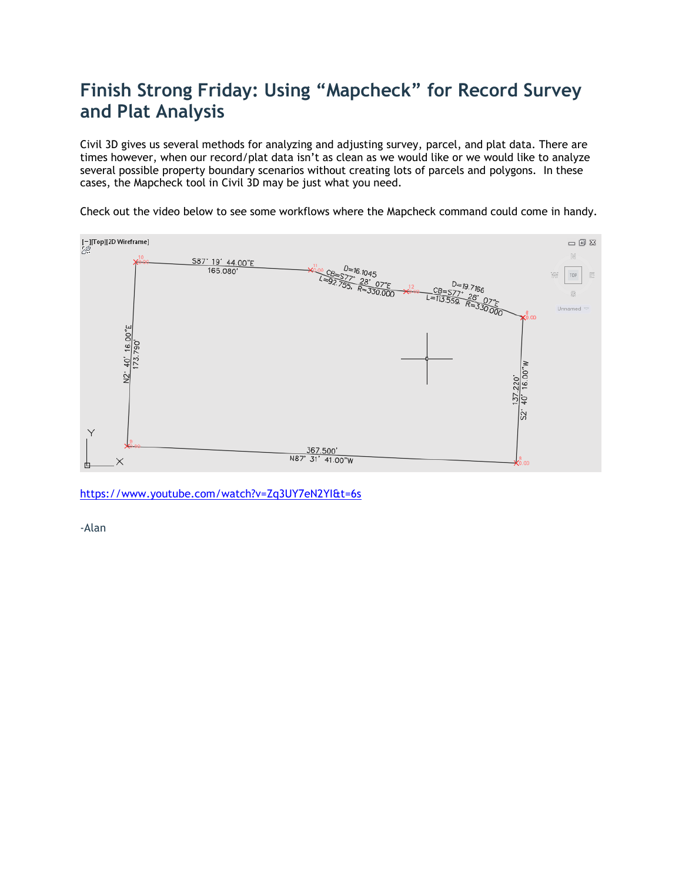# Finish Strong Friday: Using "Mapcheck" for Record Survey and Plat Analysis

Civil 3D gives us several methods for analyzing and adjusting survey, parcel, and plat data. There are times however, when our record/plat data isn't as clean as we would like or we would like to analyze several possible property boundary scenarios without creating lots of parcels and polygons. In these cases, the Mapcheck tool in Civil 3D may be just what you need.

Check out the video below to see some workflows where the Mapcheck command could come in handy.

https://www.youtube.com/watch?v=Zq3UY7eN2YI&t=6s

-Alan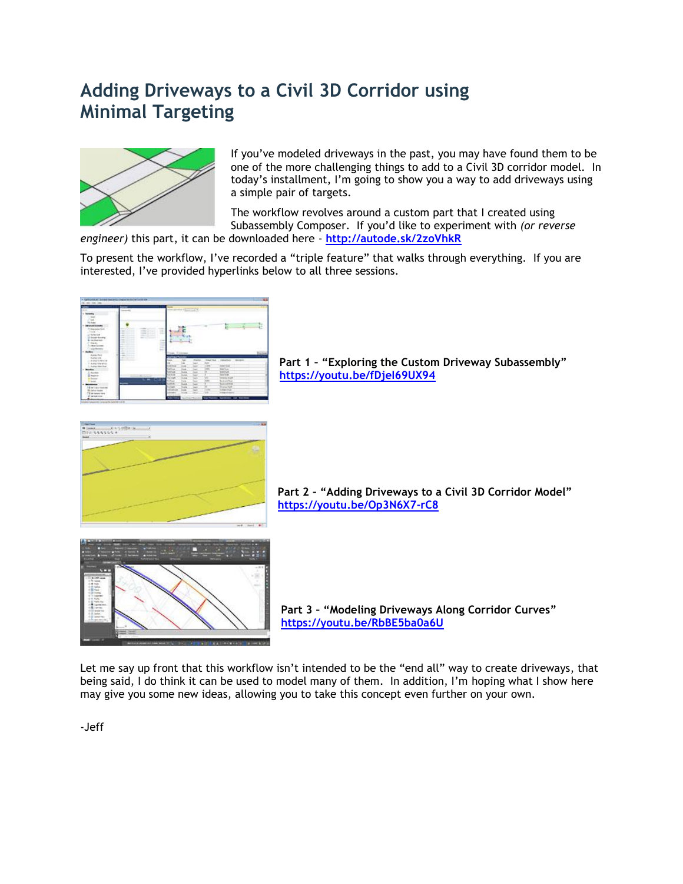# Adding Driveways to a Civil 3D Corridor using Minimal Targeting

If you've modeled driveways in the past, you may have found them to be one of the more challenging things to add to a Civil 3D corridor model. In today's installment, I'm going to show you a way to add driveways using a simple pair of targets.

The workflow revolves around a custom part that I created using Subassembly Composer. If you'd like to experiment with *(or reverse engineer)* this part, it can be downloaded here - http://autode.sk/2zoVhkR

To present the workflow, I've recorded a "triple feature" that walks through everything. If you are interested, I've provided hyperlinks below to all three sessions.

**Part 1 – "Exploring the Custom Driveway Subassembly"**
https://youtu.be/fDjel69UX94

**Part 2 – "Adding Driveways to a Civil 3D Corridor Model"**
https://youtu.be/Op3N6X7-rC8

**Part 3 – "Modeling Driveways Along Corridor Curves"**
https://youtu.be/RbBE5ba0a6U

Let me say up front that this workflow isn't intended to be the "end all" way to create driveways, that being said, I do think it can be used to model many of them. In addition, I'm hoping what I show here may give you some new ideas, allowing you to take this concept even further on your own.

-Jeff